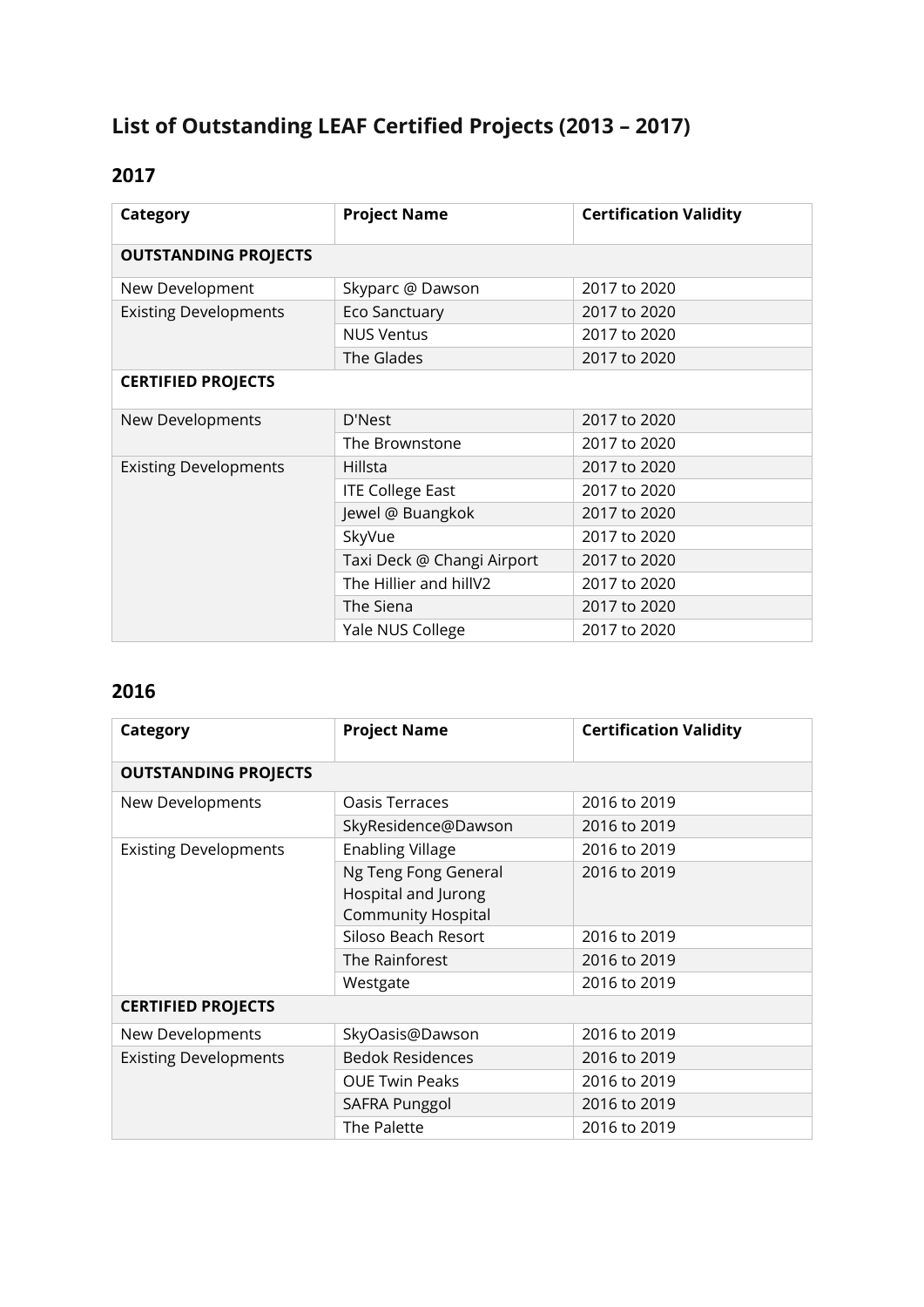# List of Outstanding LEAF Certified Projects (2013 – 2017)

## 2017

| Category | Project Name | Certification Validity |
|---|---|---|
| **OUTSTANDING PROJECTS** | | |
| New Development | Skyparc @ Dawson | 2017 to 2020 |
| Existing Developments | Eco Sanctuary | 2017 to 2020 |
| | NUS Ventus | 2017 to 2020 |
| | The Glades | 2017 to 2020 |
| **CERTIFIED PROJECTS** | | |
| New Developments | D'Nest | 2017 to 2020 |
| | The Brownstone | 2017 to 2020 |
| Existing Developments | Hillsta | 2017 to 2020 |
| | ITE College East | 2017 to 2020 |
| | Jewel @ Buangkok | 2017 to 2020 |
| | SkyVue | 2017 to 2020 |
| | Taxi Deck @ Changi Airport | 2017 to 2020 |
| | The Hillier and hillV2 | 2017 to 2020 |
| | The Siena | 2017 to 2020 |
| | Yale NUS College | 2017 to 2020 |

## 2016

| Category | Project Name | Certification Validity |
|---|---|---|
| **OUTSTANDING PROJECTS** | | |
| New Developments | Oasis Terraces | 2016 to 2019 |
| | SkyResidence@Dawson | 2016 to 2019 |
| Existing Developments | Enabling Village | 2016 to 2019 |
| | Ng Teng Fong General Hospital and Jurong Community Hospital | 2016 to 2019 |
| | Siloso Beach Resort | 2016 to 2019 |
| | The Rainforest | 2016 to 2019 |
| | Westgate | 2016 to 2019 |
| **CERTIFIED PROJECTS** | | |
| New Developments | SkyOasis@Dawson | 2016 to 2019 |
| Existing Developments | Bedok Residences | 2016 to 2019 |
| | OUE Twin Peaks | 2016 to 2019 |
| | SAFRA Punggol | 2016 to 2019 |
| | The Palette | 2016 to 2019 |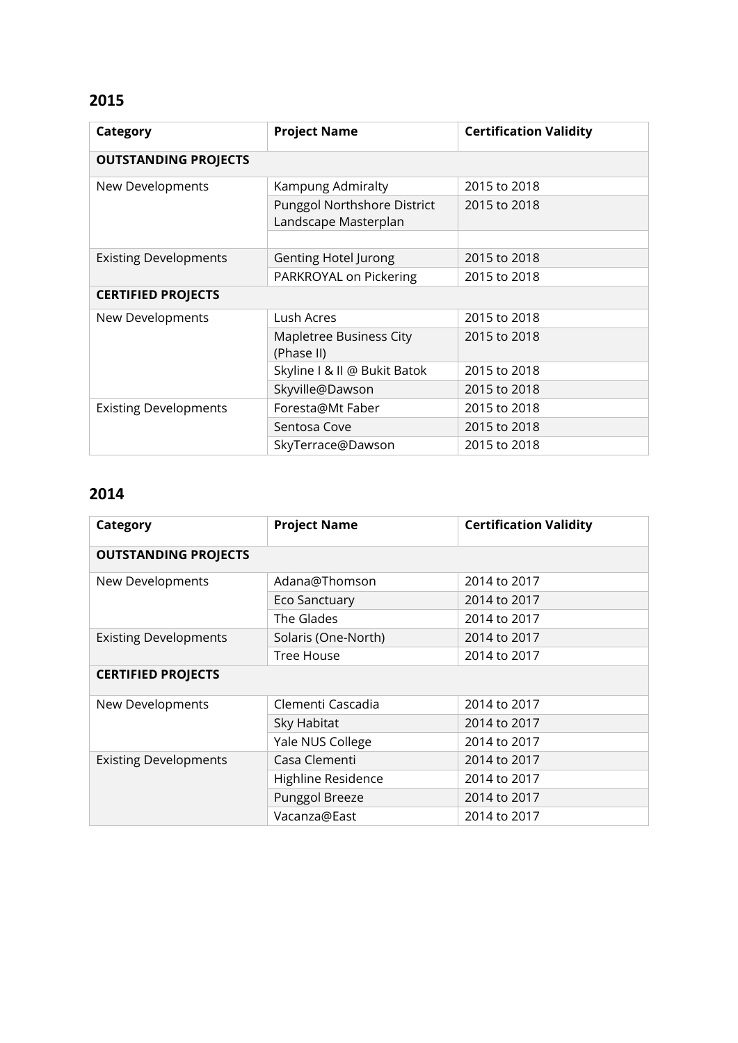## 2015

| Category | Project Name | Certification Validity |
|---|---|---|
| **OUTSTANDING PROJECTS** | | |
| New Developments | Kampung Admiralty | 2015 to 2018 |
| | Punggol Northshore District Landscape Masterplan | 2015 to 2018 |
| | | |
| Existing Developments | Genting Hotel Jurong | 2015 to 2018 |
| | PARKROYAL on Pickering | 2015 to 2018 |
| **CERTIFIED PROJECTS** | | |
| New Developments | Lush Acres | 2015 to 2018 |
| | Mapletree Business City (Phase II) | 2015 to 2018 |
| | Skyline I & II @ Bukit Batok | 2015 to 2018 |
| | Skyville@Dawson | 2015 to 2018 |
| Existing Developments | Foresta@Mt Faber | 2015 to 2018 |
| | Sentosa Cove | 2015 to 2018 |
| | SkyTerrace@Dawson | 2015 to 2018 |

## 2014

| Category | Project Name | Certification Validity |
|---|---|---|
| **OUTSTANDING PROJECTS** | | |
| New Developments | Adana@Thomson | 2014 to 2017 |
| | Eco Sanctuary | 2014 to 2017 |
| | The Glades | 2014 to 2017 |
| Existing Developments | Solaris (One-North) | 2014 to 2017 |
| | Tree House | 2014 to 2017 |
| **CERTIFIED PROJECTS** | | |
| New Developments | Clementi Cascadia | 2014 to 2017 |
| | Sky Habitat | 2014 to 2017 |
| | Yale NUS College | 2014 to 2017 |
| Existing Developments | Casa Clementi | 2014 to 2017 |
| | Highline Residence | 2014 to 2017 |
| | Punggol Breeze | 2014 to 2017 |
| | Vacanza@East | 2014 to 2017 |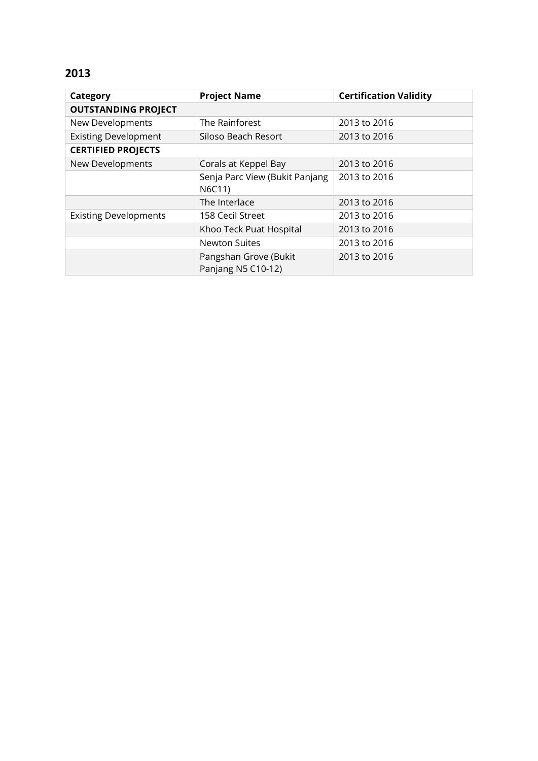## 2013

| Category | Project Name | Certification Validity |
| --- | --- | --- |
| **OUTSTANDING PROJECT** | | |
| New Developments | The Rainforest | 2013 to 2016 |
| Existing Development | Siloso Beach Resort | 2013 to 2016 |
| **CERTIFIED PROJECTS** | | |
| New Developments | Corals at Keppel Bay | 2013 to 2016 |
| | Senja Parc View (Bukit Panjang N6C11) | 2013 to 2016 |
| | The Interlace | 2013 to 2016 |
| Existing Developments | 158 Cecil Street | 2013 to 2016 |
| | Khoo Teck Puat Hospital | 2013 to 2016 |
| | Newton Suites | 2013 to 2016 |
| | Pangshan Grove (Bukit Panjang N5 C10-12) | 2013 to 2016 |